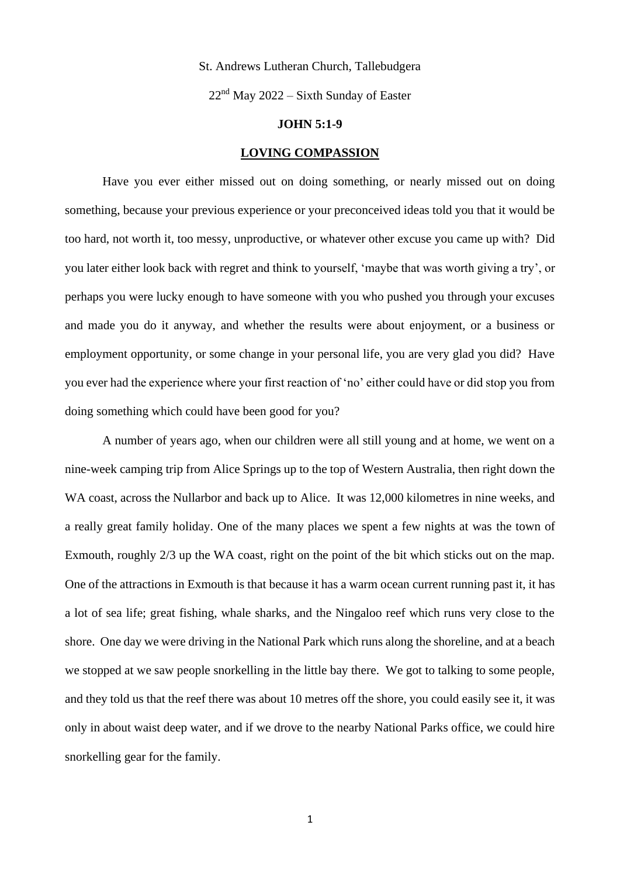St. Andrews Lutheran Church, Tallebudgera

22nd May 2022 – Sixth Sunday of Easter

**JOHN 5:1-9**

**LOVING COMPASSION**

Have you ever either missed out on doing something, or nearly missed out on doing something, because your previous experience or your preconceived ideas told you that it would be too hard, not worth it, too messy, unproductive, or whatever other excuse you came up with? Did you later either look back with regret and think to yourself, 'maybe that was worth giving a try', or perhaps you were lucky enough to have someone with you who pushed you through your excuses and made you do it anyway, and whether the results were about enjoyment, or a business or employment opportunity, or some change in your personal life, you are very glad you did? Have you ever had the experience where your first reaction of 'no' either could have or did stop you from doing something which could have been good for you?

A number of years ago, when our children were all still young and at home, we went on a nine-week camping trip from Alice Springs up to the top of Western Australia, then right down the WA coast, across the Nullarbor and back up to Alice. It was 12,000 kilometres in nine weeks, and a really great family holiday. One of the many places we spent a few nights at was the town of Exmouth, roughly 2/3 up the WA coast, right on the point of the bit which sticks out on the map. One of the attractions in Exmouth is that because it has a warm ocean current running past it, it has a lot of sea life; great fishing, whale sharks, and the Ningaloo reef which runs very close to the shore. One day we were driving in the National Park which runs along the shoreline, and at a beach we stopped at we saw people snorkelling in the little bay there. We got to talking to some people, and they told us that the reef there was about 10 metres off the shore, you could easily see it, it was only in about waist deep water, and if we drove to the nearby National Parks office, we could hire snorkelling gear for the family.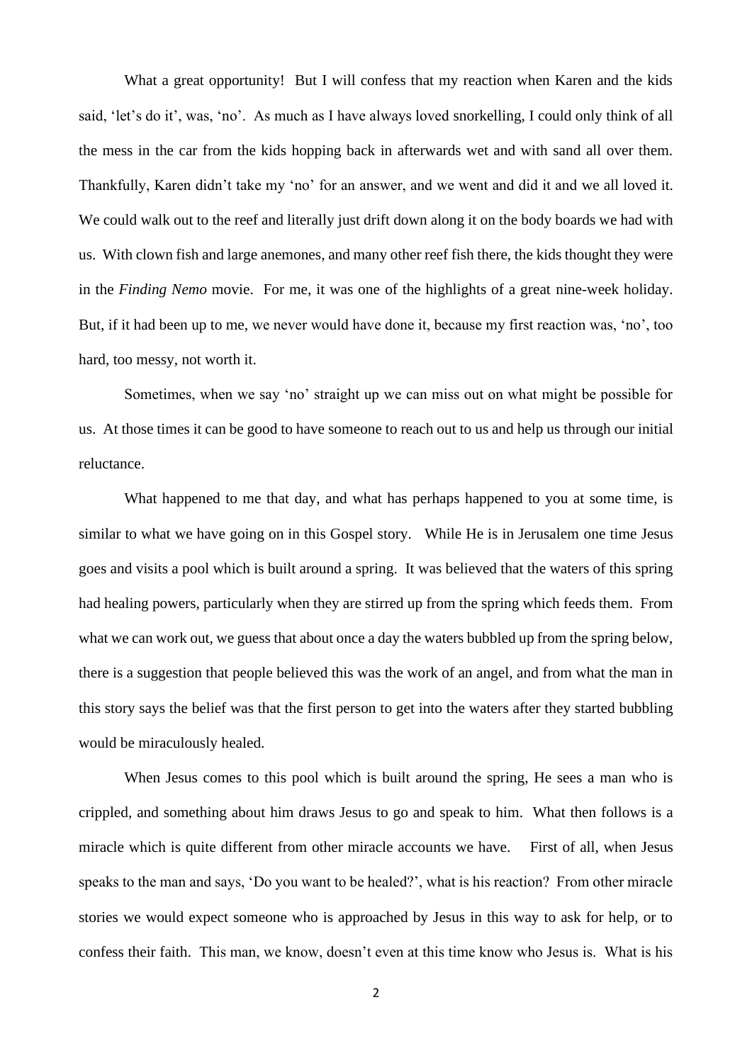What a great opportunity! But I will confess that my reaction when Karen and the kids said, 'let's do it', was, 'no'. As much as I have always loved snorkelling, I could only think of all the mess in the car from the kids hopping back in afterwards wet and with sand all over them. Thankfully, Karen didn't take my 'no' for an answer, and we went and did it and we all loved it. We could walk out to the reef and literally just drift down along it on the body boards we had with us. With clown fish and large anemones, and many other reef fish there, the kids thought they were in the *Finding Nemo* movie. For me, it was one of the highlights of a great nine-week holiday. But, if it had been up to me, we never would have done it, because my first reaction was, 'no', too hard, too messy, not worth it.

Sometimes, when we say 'no' straight up we can miss out on what might be possible for us. At those times it can be good to have someone to reach out to us and help us through our initial reluctance.

What happened to me that day, and what has perhaps happened to you at some time, is similar to what we have going on in this Gospel story. While He is in Jerusalem one time Jesus goes and visits a pool which is built around a spring. It was believed that the waters of this spring had healing powers, particularly when they are stirred up from the spring which feeds them. From what we can work out, we guess that about once a day the waters bubbled up from the spring below, there is a suggestion that people believed this was the work of an angel, and from what the man in this story says the belief was that the first person to get into the waters after they started bubbling would be miraculously healed.

When Jesus comes to this pool which is built around the spring, He sees a man who is crippled, and something about him draws Jesus to go and speak to him. What then follows is a miracle which is quite different from other miracle accounts we have. First of all, when Jesus speaks to the man and says, 'Do you want to be healed?', what is his reaction? From other miracle stories we would expect someone who is approached by Jesus in this way to ask for help, or to confess their faith. This man, we know, doesn't even at this time know who Jesus is. What is his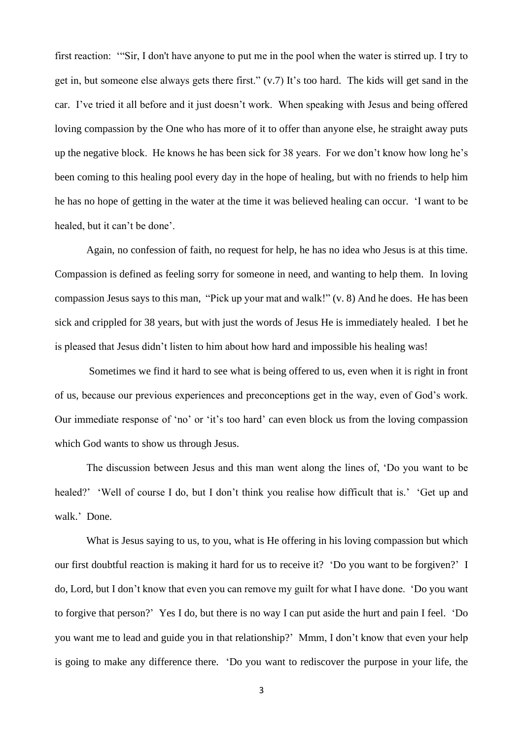first reaction: '"Sir, I don't have anyone to put me in the pool when the water is stirred up. I try to get in, but someone else always gets there first." (v.7) It's too hard. The kids will get sand in the car. I've tried it all before and it just doesn't work. When speaking with Jesus and being offered loving compassion by the One who has more of it to offer than anyone else, he straight away puts up the negative block. He knows he has been sick for 38 years. For we don't know how long he's been coming to this healing pool every day in the hope of healing, but with no friends to help him he has no hope of getting in the water at the time it was believed healing can occur. 'I want to be healed, but it can't be done'.

Again, no confession of faith, no request for help, he has no idea who Jesus is at this time. Compassion is defined as feeling sorry for someone in need, and wanting to help them. In loving compassion Jesus says to this man, "Pick up your mat and walk!" (v. 8) And he does. He has been sick and crippled for 38 years, but with just the words of Jesus He is immediately healed. I bet he is pleased that Jesus didn't listen to him about how hard and impossible his healing was!

Sometimes we find it hard to see what is being offered to us, even when it is right in front of us, because our previous experiences and preconceptions get in the way, even of God's work. Our immediate response of 'no' or 'it's too hard' can even block us from the loving compassion which God wants to show us through Jesus.

The discussion between Jesus and this man went along the lines of, 'Do you want to be healed?' 'Well of course I do, but I don't think you realise how difficult that is.' 'Get up and walk.' Done.

What is Jesus saying to us, to you, what is He offering in his loving compassion but which our first doubtful reaction is making it hard for us to receive it? 'Do you want to be forgiven?' I do, Lord, but I don't know that even you can remove my guilt for what I have done. 'Do you want to forgive that person?' Yes I do, but there is no way I can put aside the hurt and pain I feel. 'Do you want me to lead and guide you in that relationship?' Mmm, I don't know that even your help is going to make any difference there. 'Do you want to rediscover the purpose in your life, the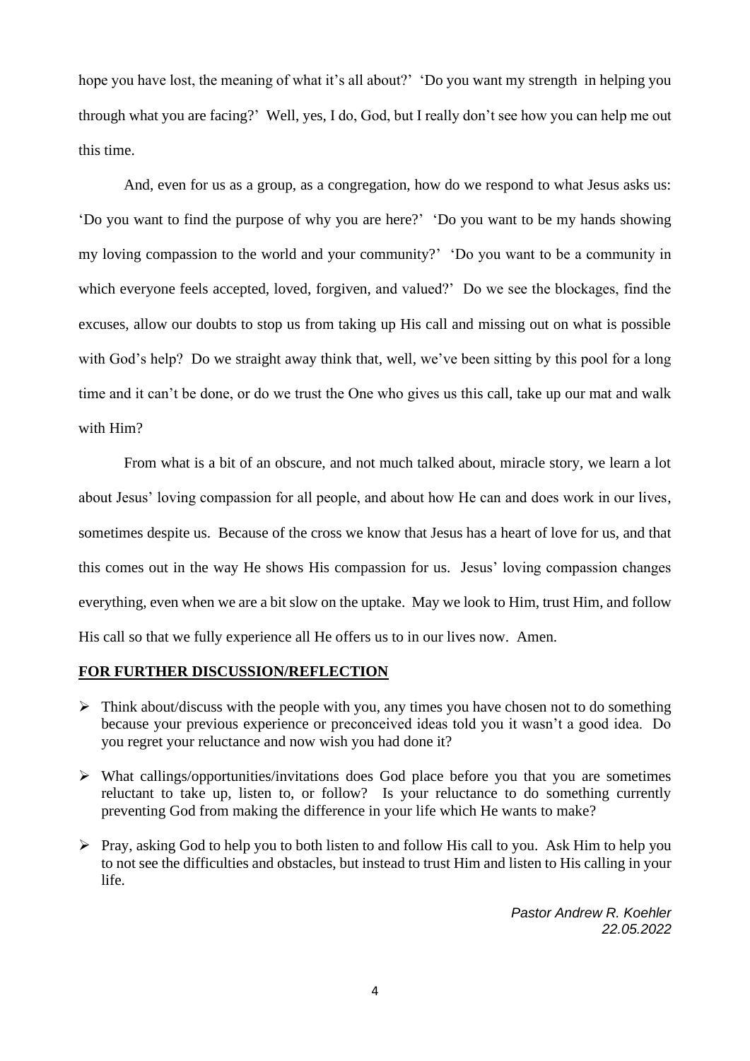hope you have lost, the meaning of what it's all about?' 'Do you want my strength in helping you through what you are facing?' Well, yes, I do, God, but I really don't see how you can help me out this time.

And, even for us as a group, as a congregation, how do we respond to what Jesus asks us: 'Do you want to find the purpose of why you are here?' 'Do you want to be my hands showing my loving compassion to the world and your community?' 'Do you want to be a community in which everyone feels accepted, loved, forgiven, and valued?' Do we see the blockages, find the excuses, allow our doubts to stop us from taking up His call and missing out on what is possible with God's help? Do we straight away think that, well, we've been sitting by this pool for a long time and it can't be done, or do we trust the One who gives us this call, take up our mat and walk with Him?

From what is a bit of an obscure, and not much talked about, miracle story, we learn a lot about Jesus' loving compassion for all people, and about how He can and does work in our lives, sometimes despite us. Because of the cross we know that Jesus has a heart of love for us, and that this comes out in the way He shows His compassion for us. Jesus' loving compassion changes everything, even when we are a bit slow on the uptake. May we look to Him, trust Him, and follow His call so that we fully experience all He offers us to in our lives now. Amen.

## FOR FURTHER DISCUSSION/REFLECTION

- Think about/discuss with the people with you, any times you have chosen not to do something because your previous experience or preconceived ideas told you it wasn't a good idea. Do you regret your reluctance and now wish you had done it?
- What callings/opportunities/invitations does God place before you that you are sometimes reluctant to take up, listen to, or follow? Is your reluctance to do something currently preventing God from making the difference in your life which He wants to make?
- Pray, asking God to help you to both listen to and follow His call to you. Ask Him to help you to not see the difficulties and obstacles, but instead to trust Him and listen to His calling in your life.

*Pastor Andrew R. Koehler*
*22.05.2022*